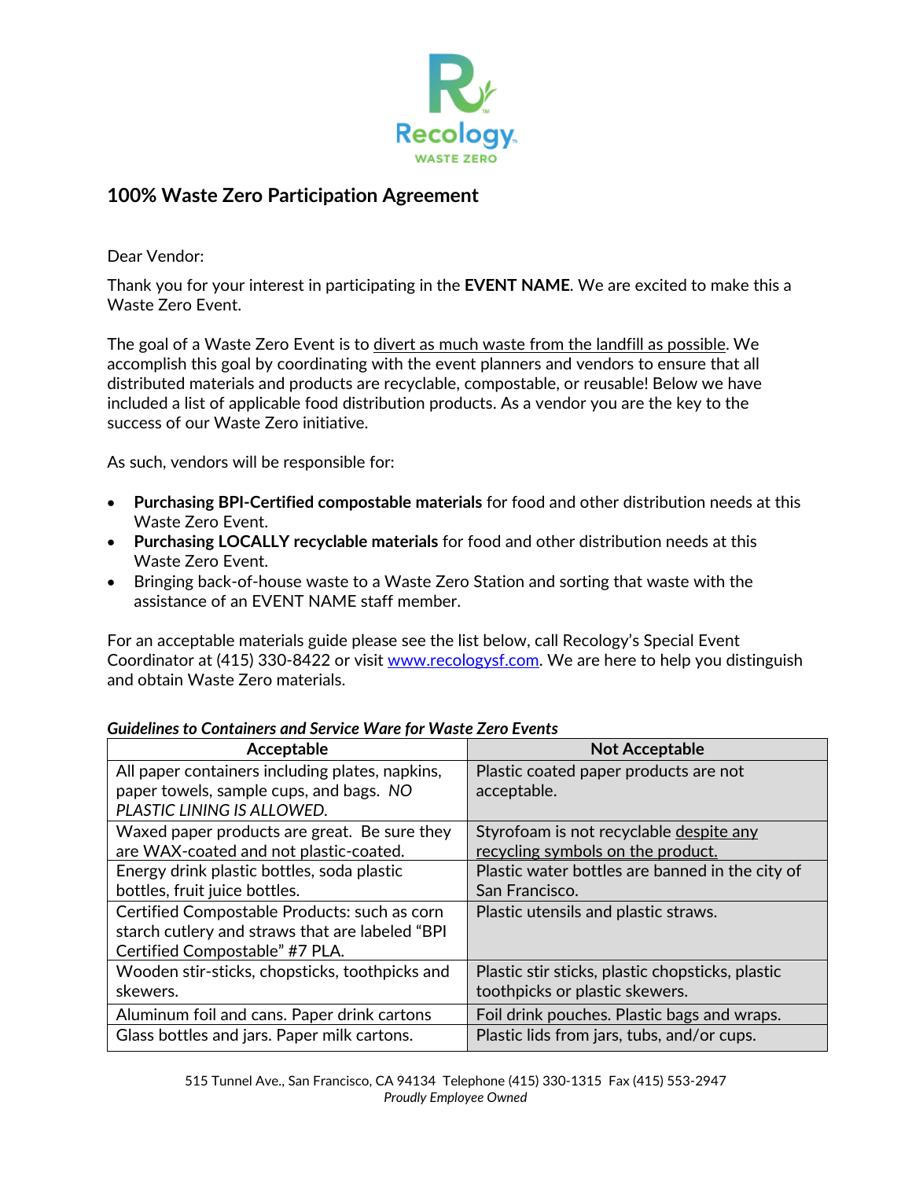Recology

WASTE ZERO

## 100% Waste Zero Participation Agreement

Dear Vendor:

Thank you for your interest in participating in the **EVENT NAME**. We are excited to make this a Waste Zero Event.

The goal of a Waste Zero Event is to divert as much waste from the landfill as possible. We accomplish this goal by coordinating with the event planners and vendors to ensure that all distributed materials and products are recyclable, compostable, or reusable! Below we have included a list of applicable food distribution products. As a vendor you are the key to the success of our Waste Zero initiative.

As such, vendors will be responsible for:

- **Purchasing BPI-Certified compostable materials** for food and other distribution needs at this Waste Zero Event.
- **Purchasing LOCALLY recyclable materials** for food and other distribution needs at this Waste Zero Event.
- Bringing back-of-house waste to a Waste Zero Station and sorting that waste with the assistance of an EVENT NAME staff member.

For an acceptable materials guide please see the list below, call Recology's Special Event Coordinator at (415) 330-8422 or visit www.recologysf.com. We are here to help you distinguish and obtain Waste Zero materials.

***Guidelines to Containers and Service Ware for Waste Zero Events***

| Acceptable | Not Acceptable |
|---|---|
| All paper containers including plates, napkins, paper towels, sample cups, and bags. *NO PLASTIC LINING IS ALLOWED.* | Plastic coated paper products are not acceptable. |
| Waxed paper products are great. Be sure they are WAX-coated and not plastic-coated. | Styrofoam is not recyclable despite any recycling symbols on the product. |
| Energy drink plastic bottles, soda plastic bottles, fruit juice bottles. | Plastic water bottles are banned in the city of San Francisco. |
| Certified Compostable Products: such as corn starch cutlery and straws that are labeled "BPI Certified Compostable" #7 PLA. | Plastic utensils and plastic straws. |
| Wooden stir-sticks, chopsticks, toothpicks and skewers. | Plastic stir sticks, plastic chopsticks, plastic toothpicks or plastic skewers. |
| Aluminum foil and cans. Paper drink cartons | Foil drink pouches. Plastic bags and wraps. |
| Glass bottles and jars. Paper milk cartons. | Plastic lids from jars, tubs, and/or cups. |

515 Tunnel Ave., San Francisco, CA 94134 Telephone (415) 330-1315 Fax (415) 553-2947

*Proudly Employee Owned*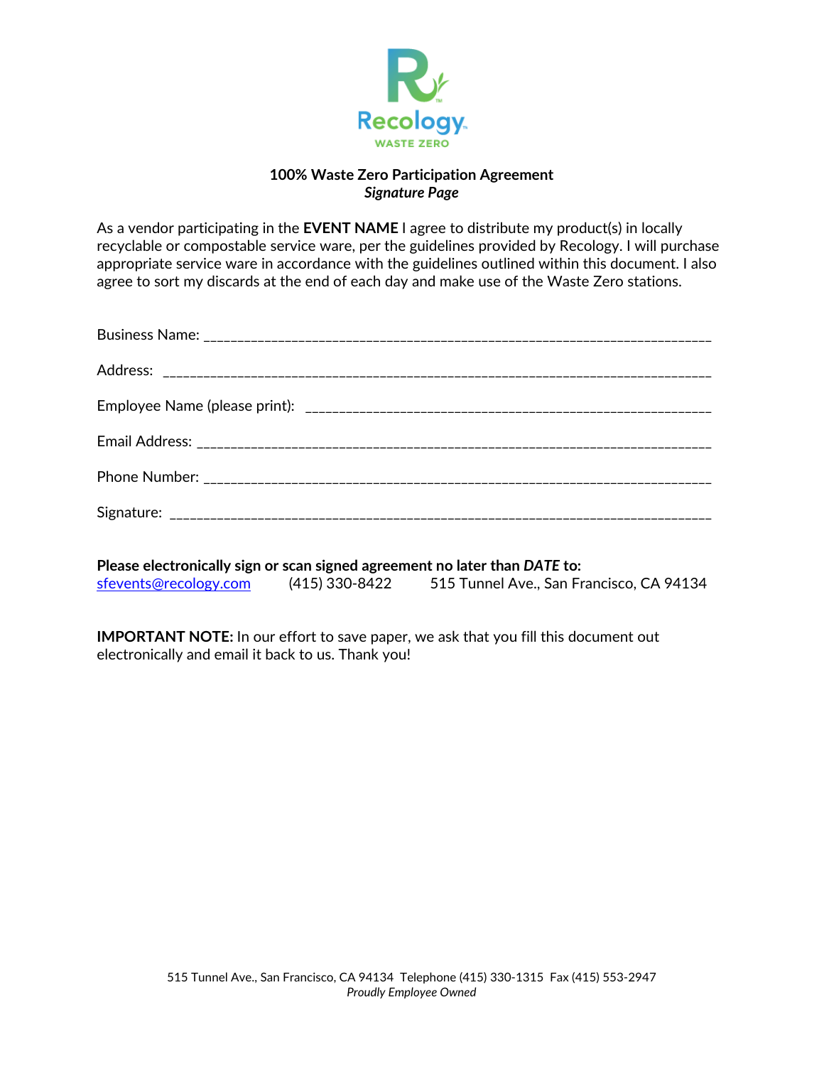Recology

WASTE ZERO

## 100% Waste Zero Participation Agreement
*Signature Page*

As a vendor participating in the **EVENT NAME** I agree to distribute my product(s) in locally recyclable or compostable service ware, per the guidelines provided by Recology. I will purchase appropriate service ware in accordance with the guidelines outlined within this document. I also agree to sort my discards at the end of each day and make use of the Waste Zero stations.

Business Name: ___________________________________________________________________________

Address: ________________________________________________________________________________

Employee Name (please print): ____________________________________________________________

Email Address: ___________________________________________________________________________

Phone Number: ___________________________________________________________________________

Signature: _______________________________________________________________________________

**Please electronically sign or scan signed agreement no later than *DATE* to:**
sfevents@recology.com (415) 330-8422 515 Tunnel Ave., San Francisco, CA 94134

**IMPORTANT NOTE:** In our effort to save paper, we ask that you fill this document out electronically and email it back to us. Thank you!

515 Tunnel Ave., San Francisco, CA 94134 Telephone (415) 330-1315 Fax (415) 553-2947
*Proudly Employee Owned*